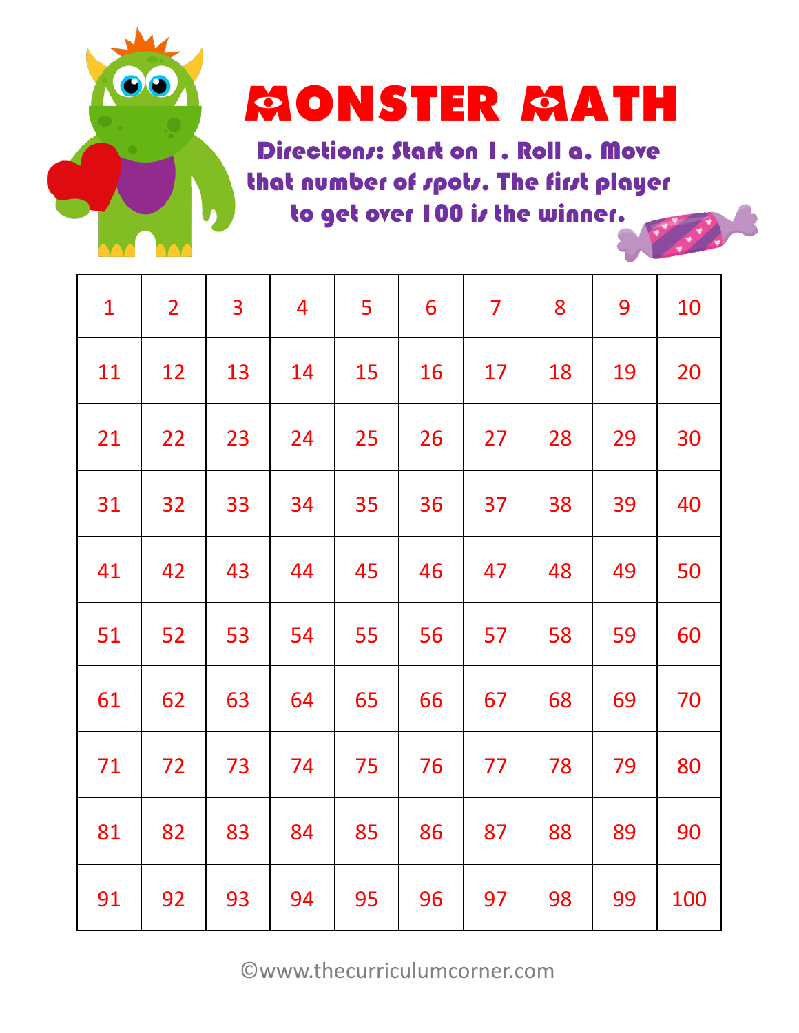# MONSTER MATH

Directions: Start on 1. Roll a. Move that number of spots. The first player to get over 100 is the winner.

| | | | | | | | | | |
|---|---|---|---|---|---|---|---|---|---|
| 1 | 2 | 3 | 4 | 5 | 6 | 7 | 8 | 9 | 10 |
| 11 | 12 | 13 | 14 | 15 | 16 | 17 | 18 | 19 | 20 |
| 21 | 22 | 23 | 24 | 25 | 26 | 27 | 28 | 29 | 30 |
| 31 | 32 | 33 | 34 | 35 | 36 | 37 | 38 | 39 | 40 |
| 41 | 42 | 43 | 44 | 45 | 46 | 47 | 48 | 49 | 50 |
| 51 | 52 | 53 | 54 | 55 | 56 | 57 | 58 | 59 | 60 |
| 61 | 62 | 63 | 64 | 65 | 66 | 67 | 68 | 69 | 70 |
| 71 | 72 | 73 | 74 | 75 | 76 | 77 | 78 | 79 | 80 |
| 81 | 82 | 83 | 84 | 85 | 86 | 87 | 88 | 89 | 90 |
| 91 | 92 | 93 | 94 | 95 | 96 | 97 | 98 | 99 | 100 |

©www.thecurriculumcorner.com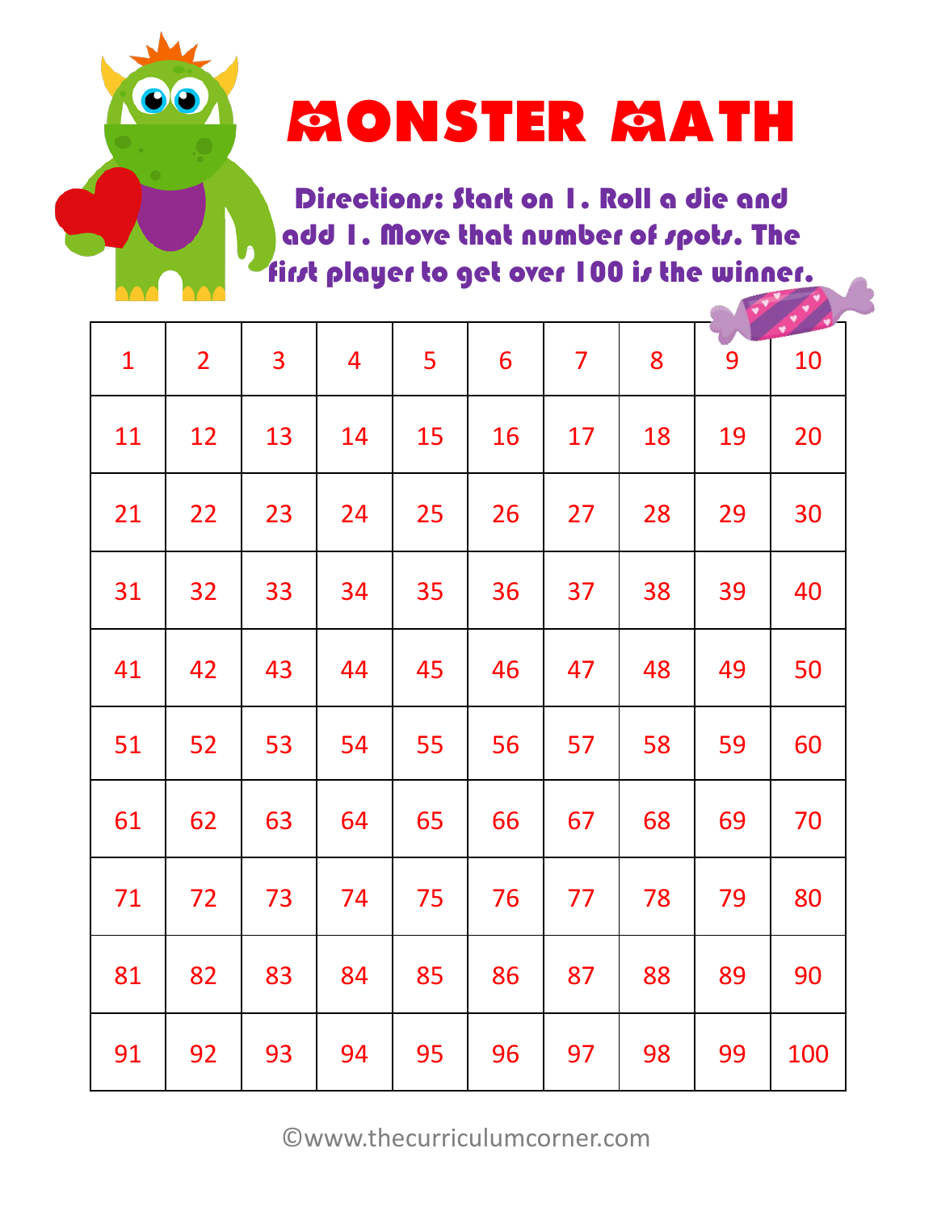# MONSTER MATH

**Directions: Start on 1. Roll a die and add 1. Move that number of spots. The first player to get over 100 is the winner.**

| 1 | 2 | 3 | 4 | 5 | 6 | 7 | 8 | 9 | 10 |
|---|---|---|---|---|---|---|---|---|---|
| 11 | 12 | 13 | 14 | 15 | 16 | 17 | 18 | 19 | 20 |
| 21 | 22 | 23 | 24 | 25 | 26 | 27 | 28 | 29 | 30 |
| 31 | 32 | 33 | 34 | 35 | 36 | 37 | 38 | 39 | 40 |
| 41 | 42 | 43 | 44 | 45 | 46 | 47 | 48 | 49 | 50 |
| 51 | 52 | 53 | 54 | 55 | 56 | 57 | 58 | 59 | 60 |
| 61 | 62 | 63 | 64 | 65 | 66 | 67 | 68 | 69 | 70 |
| 71 | 72 | 73 | 74 | 75 | 76 | 77 | 78 | 79 | 80 |
| 81 | 82 | 83 | 84 | 85 | 86 | 87 | 88 | 89 | 90 |
| 91 | 92 | 93 | 94 | 95 | 96 | 97 | 98 | 99 | 100 |

©www.thecurriculumcorner.com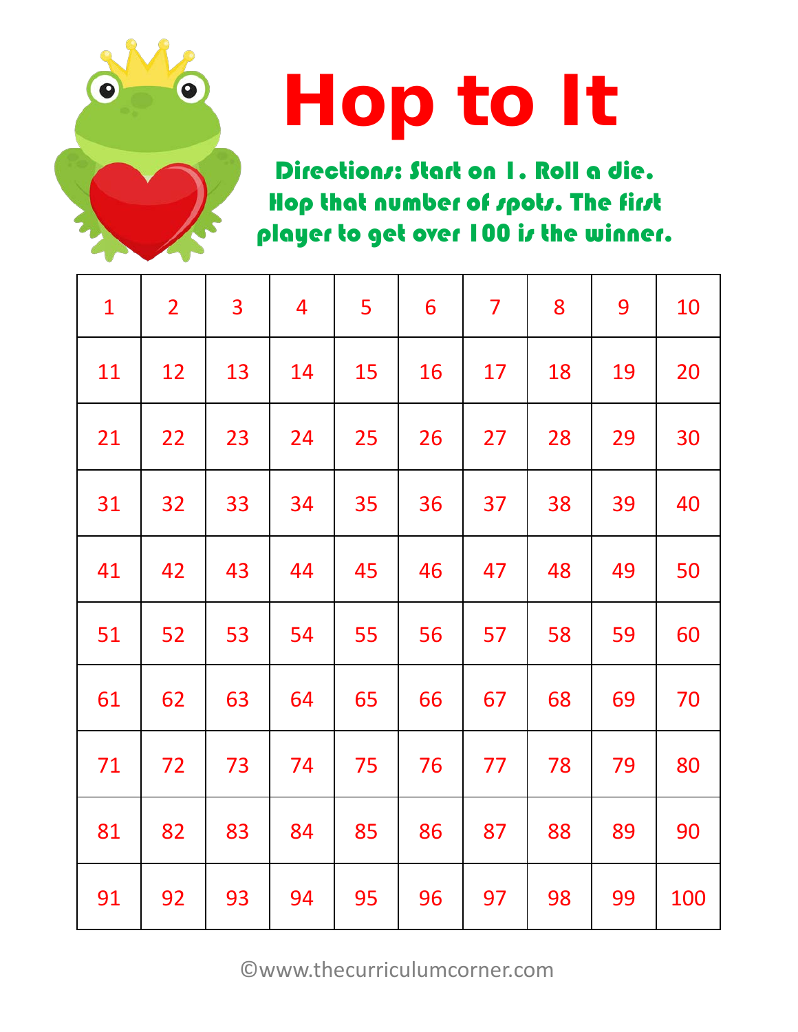# Hop to It

**Directions: Start on 1. Roll a die. Hop that number of spots. The first player to get over 100 is the winner.**

| 1 | 2 | 3 | 4 | 5 | 6 | 7 | 8 | 9 | 10 |
|---|---|---|---|---|---|---|---|---|---|
| 11 | 12 | 13 | 14 | 15 | 16 | 17 | 18 | 19 | 20 |
| 21 | 22 | 23 | 24 | 25 | 26 | 27 | 28 | 29 | 30 |
| 31 | 32 | 33 | 34 | 35 | 36 | 37 | 38 | 39 | 40 |
| 41 | 42 | 43 | 44 | 45 | 46 | 47 | 48 | 49 | 50 |
| 51 | 52 | 53 | 54 | 55 | 56 | 57 | 58 | 59 | 60 |
| 61 | 62 | 63 | 64 | 65 | 66 | 67 | 68 | 69 | 70 |
| 71 | 72 | 73 | 74 | 75 | 76 | 77 | 78 | 79 | 80 |
| 81 | 82 | 83 | 84 | 85 | 86 | 87 | 88 | 89 | 90 |
| 91 | 92 | 93 | 94 | 95 | 96 | 97 | 98 | 99 | 100 |

©www.thecurriculumcorner.com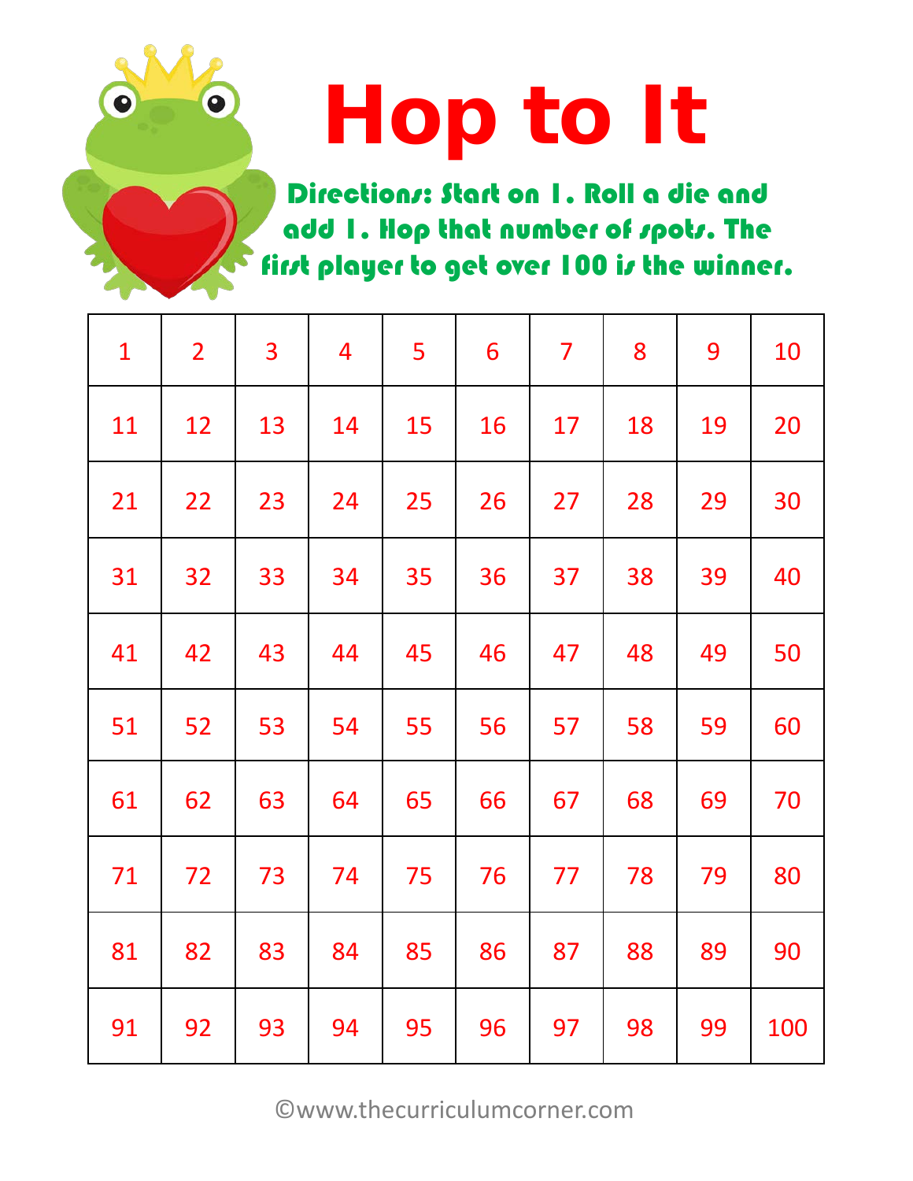# Hop to It

**Directions: Start on 1. Roll a die and add 1. Hop that number of spots. The first player to get over 100 is the winner.**

| 1 | 2 | 3 | 4 | 5 | 6 | 7 | 8 | 9 | 10 |
|---|---|---|---|---|---|---|---|---|---|
| 11 | 12 | 13 | 14 | 15 | 16 | 17 | 18 | 19 | 20 |
| 21 | 22 | 23 | 24 | 25 | 26 | 27 | 28 | 29 | 30 |
| 31 | 32 | 33 | 34 | 35 | 36 | 37 | 38 | 39 | 40 |
| 41 | 42 | 43 | 44 | 45 | 46 | 47 | 48 | 49 | 50 |
| 51 | 52 | 53 | 54 | 55 | 56 | 57 | 58 | 59 | 60 |
| 61 | 62 | 63 | 64 | 65 | 66 | 67 | 68 | 69 | 70 |
| 71 | 72 | 73 | 74 | 75 | 76 | 77 | 78 | 79 | 80 |
| 81 | 82 | 83 | 84 | 85 | 86 | 87 | 88 | 89 | 90 |
| 91 | 92 | 93 | 94 | 95 | 96 | 97 | 98 | 99 | 100 |

©www.thecurriculumcorner.com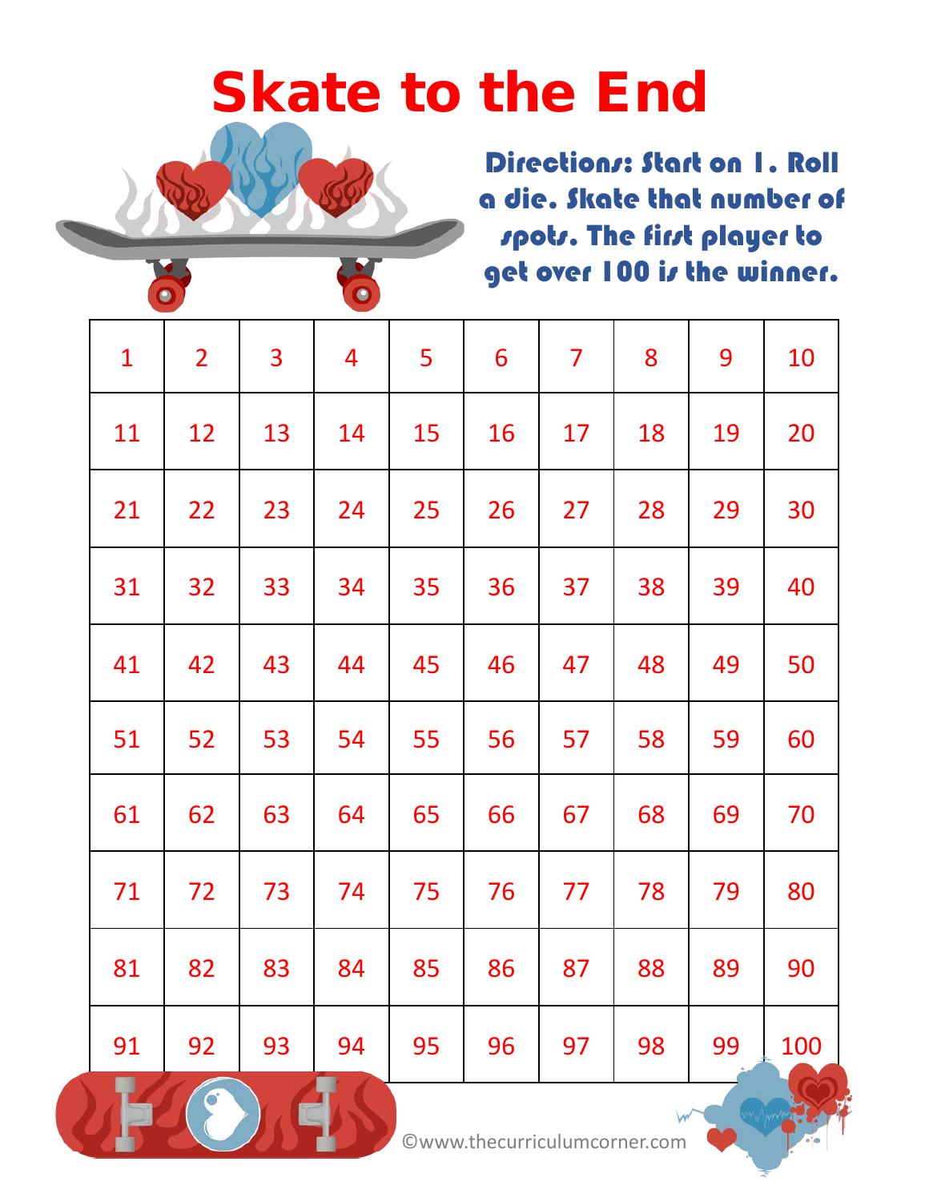# Skate to the End

**Directions: Start on 1. Roll a die. Skate that number of spots. The first player to get over 100 is the winner.**

| 1 | 2 | 3 | 4 | 5 | 6 | 7 | 8 | 9 | 10 |
|---|---|---|---|---|---|---|---|---|---|
| 11 | 12 | 13 | 14 | 15 | 16 | 17 | 18 | 19 | 20 |
| 21 | 22 | 23 | 24 | 25 | 26 | 27 | 28 | 29 | 30 |
| 31 | 32 | 33 | 34 | 35 | 36 | 37 | 38 | 39 | 40 |
| 41 | 42 | 43 | 44 | 45 | 46 | 47 | 48 | 49 | 50 |
| 51 | 52 | 53 | 54 | 55 | 56 | 57 | 58 | 59 | 60 |
| 61 | 62 | 63 | 64 | 65 | 66 | 67 | 68 | 69 | 70 |
| 71 | 72 | 73 | 74 | 75 | 76 | 77 | 78 | 79 | 80 |
| 81 | 82 | 83 | 84 | 85 | 86 | 87 | 88 | 89 | 90 |
| 91 | 92 | 93 | 94 | 95 | 96 | 97 | 98 | 99 | 100 |

©www.thecurriculumcorner.com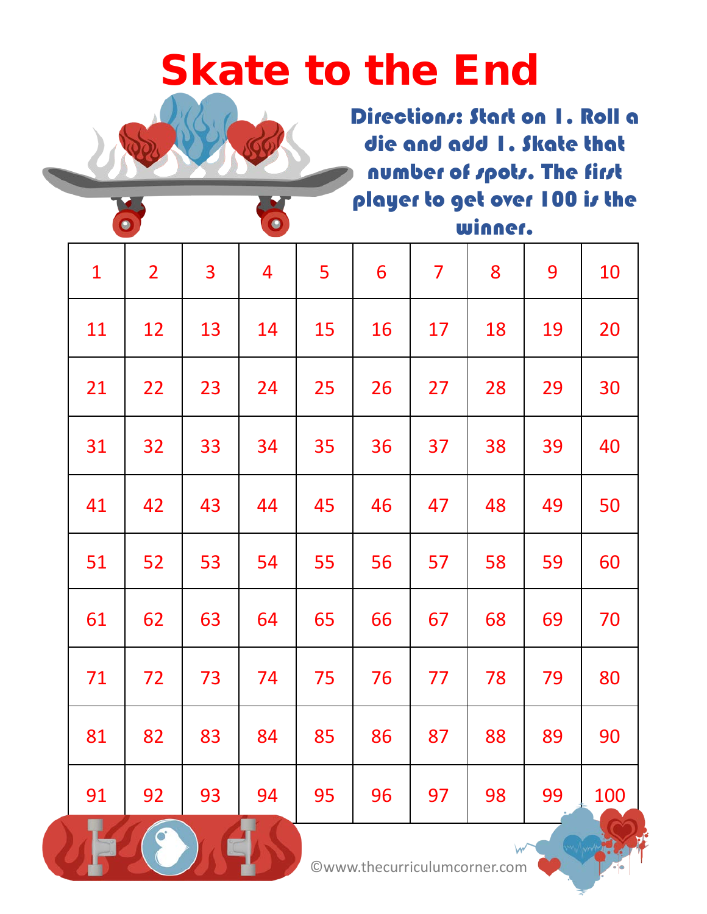# Skate to the End

Directions: Start on 1. Roll a die and add 1. Skate that number of spots. The first player to get over 100 is the winner.

| | | | | | | | | | |
|---|---|---|---|---|---|---|---|---|---|
| 1 | 2 | 3 | 4 | 5 | 6 | 7 | 8 | 9 | 10 |
| 11 | 12 | 13 | 14 | 15 | 16 | 17 | 18 | 19 | 20 |
| 21 | 22 | 23 | 24 | 25 | 26 | 27 | 28 | 29 | 30 |
| 31 | 32 | 33 | 34 | 35 | 36 | 37 | 38 | 39 | 40 |
| 41 | 42 | 43 | 44 | 45 | 46 | 47 | 48 | 49 | 50 |
| 51 | 52 | 53 | 54 | 55 | 56 | 57 | 58 | 59 | 60 |
| 61 | 62 | 63 | 64 | 65 | 66 | 67 | 68 | 69 | 70 |
| 71 | 72 | 73 | 74 | 75 | 76 | 77 | 78 | 79 | 80 |
| 81 | 82 | 83 | 84 | 85 | 86 | 87 | 88 | 89 | 90 |
| 91 | 92 | 93 | 94 | 95 | 96 | 97 | 98 | 99 | 100 |

©www.thecurriculumcorner.com